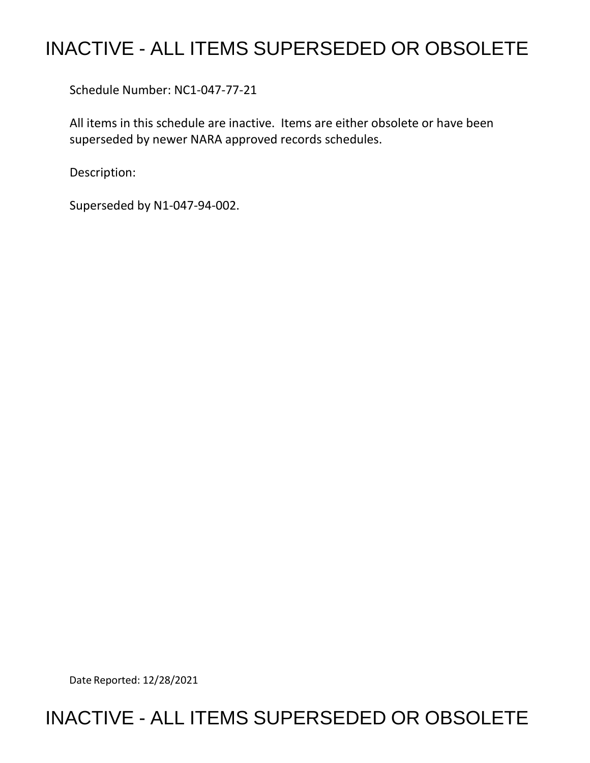# INACTIVE - ALL ITEMS SUPERSEDED OR OBSOLETE

Schedule Number: NC1-047-77-21

All items in this schedule are inactive. Items are either obsolete or have been superseded by newer NARA approved records schedules.

Description:

Superseded by N1-047-94-002.

Date Reported: 12/28/2021

# INACTIVE - ALL ITEMS SUPERSEDED OR OBSOLETE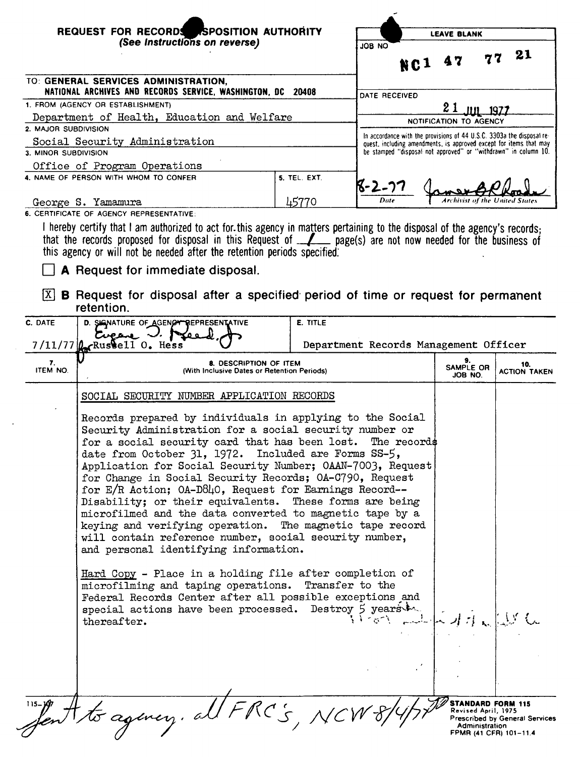**REQUEST FOR RECORDS DISPOSITION AUTHORITY**
*(See Instructions on reverse)*

| LEAVE BLANK |
|---|
| JOB NO: NC1 47 77 21 |
| DATE RECEIVED: 21 JUL 1977 |
| NOTIFICATION TO AGENCY |
| In accordance with the provisions of 44 U.S.C. 3303a the disposal request, including amendments, is approved except for items that may be stamped "disposal not approved" or "withdrawn" in column 10. |
| 8-2-77 — Date — James B Rhoads — Archivist of the United States |

TO: **GENERAL SERVICES ADMINISTRATION, NATIONAL ARCHIVES AND RECORDS SERVICE, WASHINGTON, DC 20408**

1. FROM (AGENCY OR ESTABLISHMENT)
Department of Health, Education and Welfare

2. MAJOR SUBDIVISION
Social Security Administration

3. MINOR SUBDIVISION
Office of Program Operations

| 4. NAME OF PERSON WITH WHOM TO CONFER | 5. TEL. EXT. |
|---|---|
| George S. Yamamura | 45770 |

6. CERTIFICATE OF AGENCY REPRESENTATIVE:

I hereby certify that I am authorized to act for this agency in matters pertaining to the disposal of the agency's records; that the records proposed for disposal in this Request of 1 page(s) are not now needed for the business of this agency or will not be needed after the retention periods specified.

☐ **A** Request for immediate disposal.

☒ **B** Request for disposal after a specified period of time or request for permanent retention.

| C. DATE | D. SIGNATURE OF AGENCY REPRESENTATIVE | E. TITLE |
|---|---|---|
| 7/11/77 | Eugene J. Reed, Jr. for Russell O. Hess | Department Records Management Officer |

| 7. ITEM NO. | 8. DESCRIPTION OF ITEM (With Inclusive Dates or Retention Periods) | 9. SAMPLE OR JOB NO. | 10. ACTION TAKEN |
|---|---|---|---|
| | SOCIAL SECURITY NUMBER APPLICATION RECORDS<br><br>Records prepared by individuals in applying to the Social Security Administration for a social security number or for a social security card that has been lost. The records date from October 31, 1972. Included are Forms SS-5, Application for Social Security Number; OAAN-7003, Request for Change in Social Security Records; OA-C790, Request for E/R Action; OA-D840, Request for Earnings Record--Disability; or their equivalents. These forms are being microfilmed and the data converted to magnetic tape by a keying and verifying operation. The magnetic tape record will contain reference number, social security number, and personal identifying information.<br><br>Hard Copy - Place in a holding file after completion of microfilming and taping operations. Transfer to the Federal Records Center after all possible exceptions and special actions have been processed. Destroy 5 years thereafter. | | |

Sent to agency, all FRC's, NCW 8/4/77

115-107

**STANDARD FORM 115**
Revised April, 1975
Prescribed by General Services Administration
FPMR (41 CFR) 101-11.4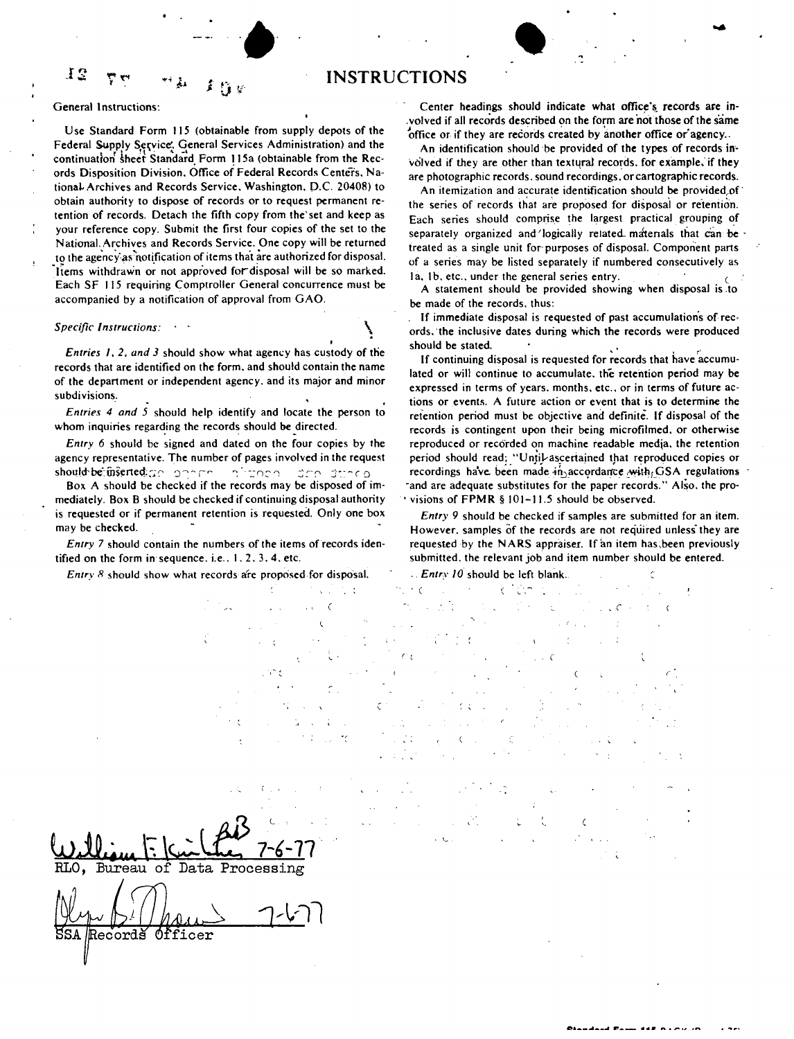# INSTRUCTIONS

General Instructions:

Use Standard Form 115 (obtainable from supply depots of the Federal Supply Service, General Services Administration) and the continuation sheet Standard Form 115a (obtainable from the Records Disposition Division, Office of Federal Records Centers, National Archives and Records Service, Washington, D.C. 20408) to obtain authority to dispose of records or to request permanent retention of records. Detach the fifth copy from the set and keep as your reference copy. Submit the first four copies of the set to the National Archives and Records Service. One copy will be returned to the agency as notification of items that are authorized for disposal. Items withdrawn or not approved for disposal will be so marked. Each SF 115 requiring Comptroller General concurrence must be accompanied by a notification of approval from GAO.

*Specific Instructions:*

*Entries 1, 2, and 3* should show what agency has custody of the records that are identified on the form, and should contain the name of the department or independent agency, and its major and minor subdivisions.

*Entries 4 and 5* should help identify and locate the person to whom inquiries regarding the records should be directed.

*Entry 6* should be signed and dated on the four copies by the agency representative. The number of pages involved in the request should be inserted.

Box A should be checked if the records may be disposed of immediately. Box B should be checked if continuing disposal authority is requested or if permanent retention is requested. Only one box may be checked.

*Entry 7* should contain the numbers of the items of records identified on the form in sequence, i.e., 1, 2, 3, 4, etc.

*Entry 8* should show what records are proposed for disposal.

Center headings should indicate what office's records are involved if all records described on the form are not those of the same office or if they are records created by another office or agency.

An identification should be provided of the types of records involved if they are other than textual records, for example, if they are photographic records, sound recordings, or cartographic records.

An itemization and accurate identification should be provided of the series of records that are proposed for disposal or retention. Each series should comprise the largest practical grouping of separately organized and logically related materials that can be treated as a single unit for purposes of disposal. Component parts of a series may be listed separately if numbered consecutively as 1a, 1b, etc., under the general series entry.

A statement should be provided showing when disposal is to be made of the records, thus:

If immediate disposal is requested of past accumulations of records, the inclusive dates during which the records were produced should be stated.

If continuing disposal is requested for records that have accumulated or will continue to accumulate, the retention period may be expressed in terms of years, months, etc., or in terms of future actions or events. A future action or event that is to determine the retention period must be objective and definite. If disposal of the records is contingent upon their being microfilmed, or otherwise reproduced or recorded on machine readable media, the retention period should read: "Until ascertained that reproduced copies or recordings have been made in accordance with GSA regulations and are adequate substitutes for the paper records." Also, the provisions of FPMR § 101-11.5 should be observed.

*Entry 9* should be checked if samples are submitted for an item. However, samples of the records are not required unless they are requested by the NARS appraiser. If an item has been previously submitted, the relevant job and item number should be entered.

*Entry 10* should be left blank.

William F. Kirtley 7-6-77
RLO, Bureau of Data Processing

[signature] 7-6-77
SSA Records Officer